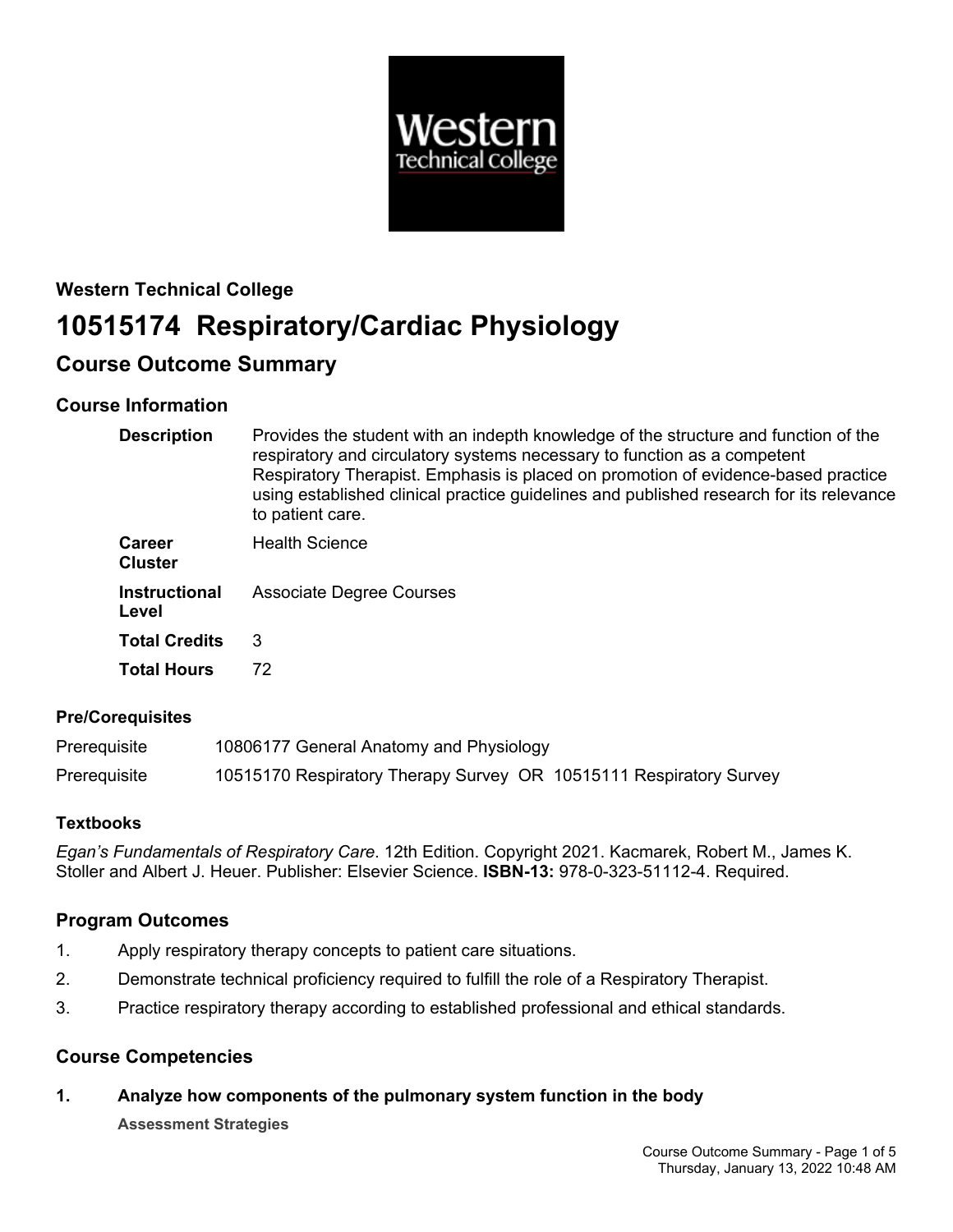**Western Technical College**

# 10515174 Respiratory/Cardiac Physiology

## Course Outcome Summary

### Course Information

| | |
|---|---|
| **Description** | Provides the student with an indepth knowledge of the structure and function of the respiratory and circulatory systems necessary to function as a competent Respiratory Therapist. Emphasis is placed on promotion of evidence-based practice using established clinical practice guidelines and published research for its relevance to patient care. |
| **Career Cluster** | Health Science |
| **Instructional Level** | Associate Degree Courses |
| **Total Credits** | 3 |
| **Total Hours** | 72 |

#### Pre/Corequisites

| | |
|---|---|
| Prerequisite | 10806177 General Anatomy and Physiology |
| Prerequisite | 10515170 Respiratory Therapy Survey OR 10515111 Respiratory Survey |

#### Textbooks

*Egan's Fundamentals of Respiratory Care*. 12th Edition. Copyright 2021. Kacmarek, Robert M., James K. Stoller and Albert J. Heuer. Publisher: Elsevier Science. **ISBN-13:** 978-0-323-51112-4. Required.

### Program Outcomes

1. Apply respiratory therapy concepts to patient care situations.
2. Demonstrate technical proficiency required to fulfill the role of a Respiratory Therapist.
3. Practice respiratory therapy according to established professional and ethical standards.

### Course Competencies

**1. Analyze how components of the pulmonary system function in the body**

**Assessment Strategies**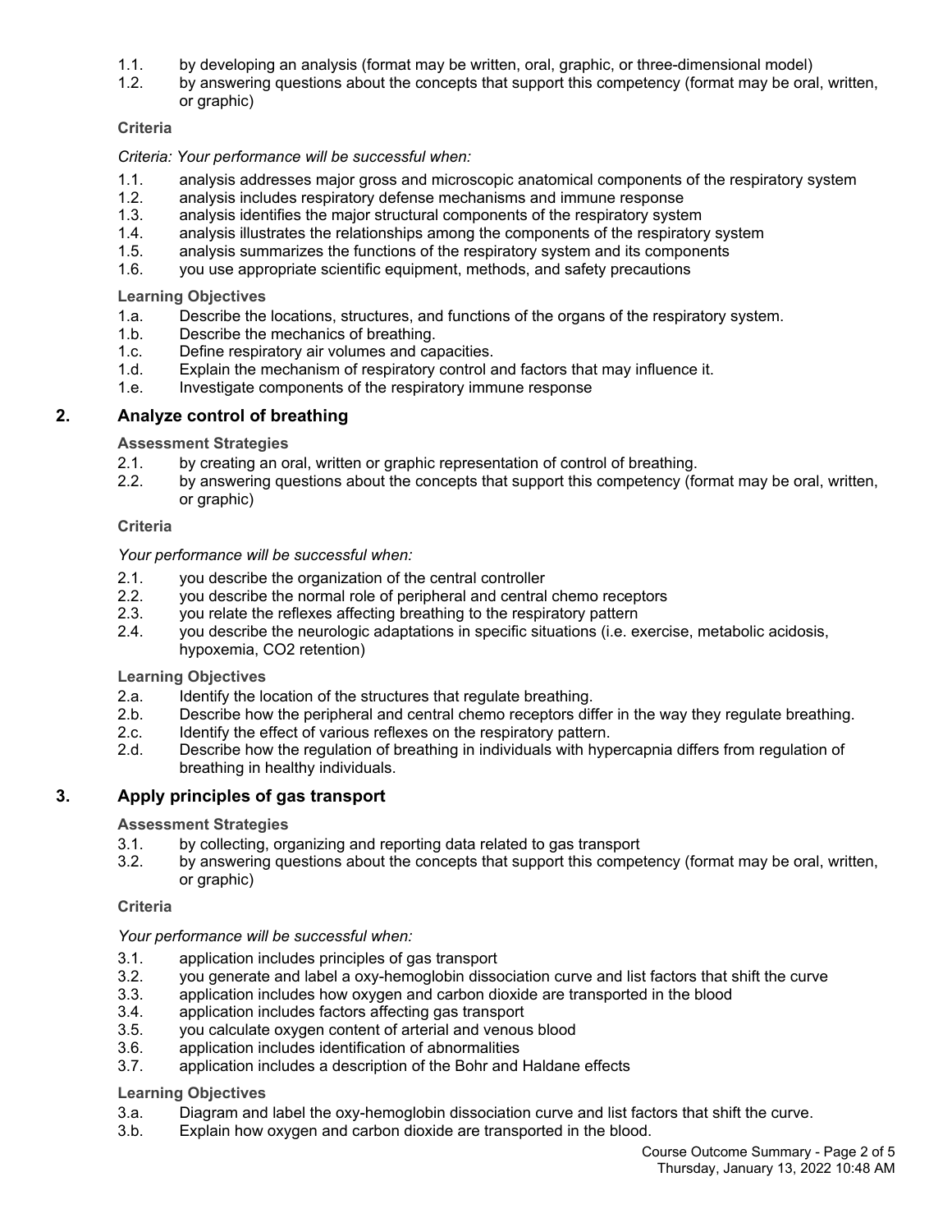1.1. by developing an analysis (format may be written, oral, graphic, or three-dimensional model)
1.2. by answering questions about the concepts that support this competency (format may be oral, written, or graphic)

**Criteria**

*Criteria: Your performance will be successful when:*

1.1. analysis addresses major gross and microscopic anatomical components of the respiratory system
1.2. analysis includes respiratory defense mechanisms and immune response
1.3. analysis identifies the major structural components of the respiratory system
1.4. analysis illustrates the relationships among the components of the respiratory system
1.5. analysis summarizes the functions of the respiratory system and its components
1.6. you use appropriate scientific equipment, methods, and safety precautions

**Learning Objectives**

1.a. Describe the locations, structures, and functions of the organs of the respiratory system.
1.b. Describe the mechanics of breathing.
1.c. Define respiratory air volumes and capacities.
1.d. Explain the mechanism of respiratory control and factors that may influence it.
1.e. Investigate components of the respiratory immune response

## 2. Analyze control of breathing

**Assessment Strategies**

2.1. by creating an oral, written or graphic representation of control of breathing.
2.2. by answering questions about the concepts that support this competency (format may be oral, written, or graphic)

**Criteria**

*Your performance will be successful when:*

2.1. you describe the organization of the central controller
2.2. you describe the normal role of peripheral and central chemo receptors
2.3. you relate the reflexes affecting breathing to the respiratory pattern
2.4. you describe the neurologic adaptations in specific situations (i.e. exercise, metabolic acidosis, hypoxemia, CO2 retention)

**Learning Objectives**

2.a. Identify the location of the structures that regulate breathing.
2.b. Describe how the peripheral and central chemo receptors differ in the way they regulate breathing.
2.c. Identify the effect of various reflexes on the respiratory pattern.
2.d. Describe how the regulation of breathing in individuals with hypercapnia differs from regulation of breathing in healthy individuals.

## 3. Apply principles of gas transport

**Assessment Strategies**

3.1. by collecting, organizing and reporting data related to gas transport
3.2. by answering questions about the concepts that support this competency (format may be oral, written, or graphic)

**Criteria**

*Your performance will be successful when:*

3.1. application includes principles of gas transport
3.2. you generate and label a oxy-hemoglobin dissociation curve and list factors that shift the curve
3.3. application includes how oxygen and carbon dioxide are transported in the blood
3.4. application includes factors affecting gas transport
3.5. you calculate oxygen content of arterial and venous blood
3.6. application includes identification of abnormalities
3.7. application includes a description of the Bohr and Haldane effects

**Learning Objectives**

3.a. Diagram and label the oxy-hemoglobin dissociation curve and list factors that shift the curve.
3.b. Explain how oxygen and carbon dioxide are transported in the blood.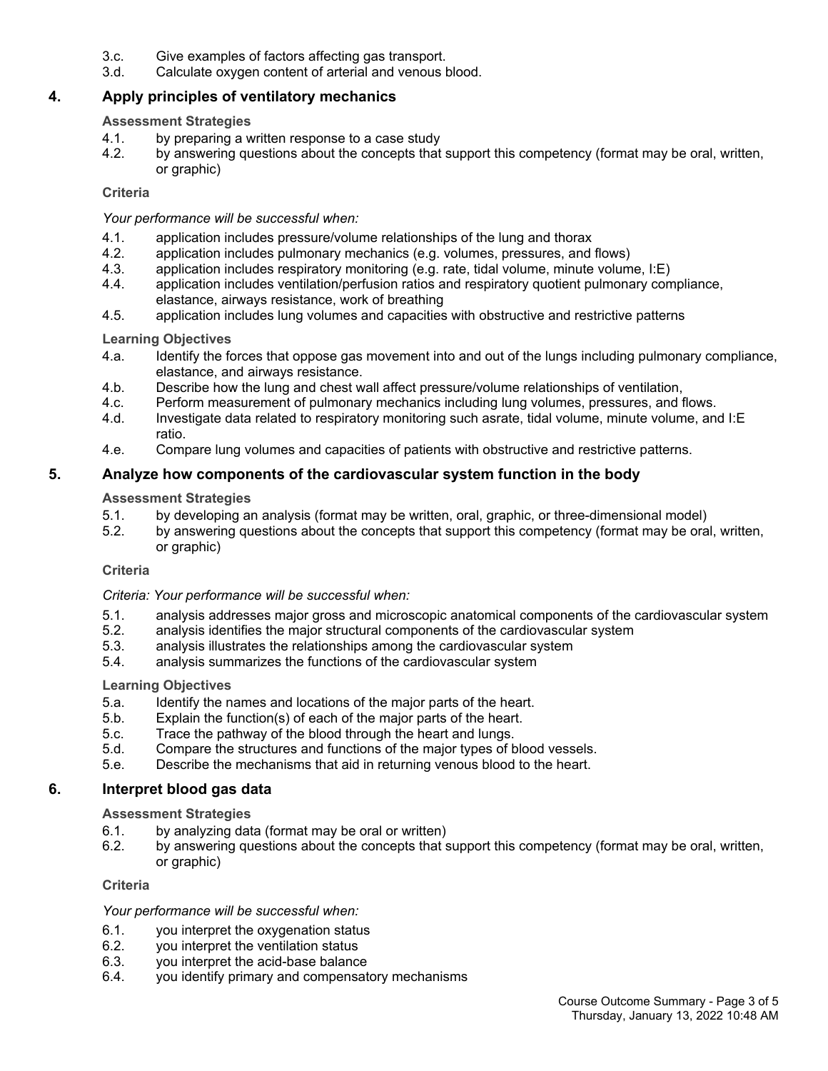3.c. Give examples of factors affecting gas transport.
3.d. Calculate oxygen content of arterial and venous blood.

## 4. Apply principles of ventilatory mechanics

**Assessment Strategies**

4.1. by preparing a written response to a case study
4.2. by answering questions about the concepts that support this competency (format may be oral, written, or graphic)

**Criteria**

*Your performance will be successful when:*

4.1. application includes pressure/volume relationships of the lung and thorax
4.2. application includes pulmonary mechanics (e.g. volumes, pressures, and flows)
4.3. application includes respiratory monitoring (e.g. rate, tidal volume, minute volume, I:E)
4.4. application includes ventilation/perfusion ratios and respiratory quotient pulmonary compliance, elastance, airways resistance, work of breathing
4.5. application includes lung volumes and capacities with obstructive and restrictive patterns

**Learning Objectives**

4.a. Identify the forces that oppose gas movement into and out of the lungs including pulmonary compliance, elastance, and airways resistance.
4.b. Describe how the lung and chest wall affect pressure/volume relationships of ventilation,
4.c. Perform measurement of pulmonary mechanics including lung volumes, pressures, and flows.
4.d. Investigate data related to respiratory monitoring such asrate, tidal volume, minute volume, and I:E ratio.
4.e. Compare lung volumes and capacities of patients with obstructive and restrictive patterns.

## 5. Analyze how components of the cardiovascular system function in the body

**Assessment Strategies**

5.1. by developing an analysis (format may be written, oral, graphic, or three-dimensional model)
5.2. by answering questions about the concepts that support this competency (format may be oral, written, or graphic)

**Criteria**

*Criteria: Your performance will be successful when:*

5.1. analysis addresses major gross and microscopic anatomical components of the cardiovascular system
5.2. analysis identifies the major structural components of the cardiovascular system
5.3. analysis illustrates the relationships among the cardiovascular system
5.4. analysis summarizes the functions of the cardiovascular system

**Learning Objectives**

5.a. Identify the names and locations of the major parts of the heart.
5.b. Explain the function(s) of each of the major parts of the heart.
5.c. Trace the pathway of the blood through the heart and lungs.
5.d. Compare the structures and functions of the major types of blood vessels.
5.e. Describe the mechanisms that aid in returning venous blood to the heart.

## 6. Interpret blood gas data

**Assessment Strategies**

6.1. by analyzing data (format may be oral or written)
6.2. by answering questions about the concepts that support this competency (format may be oral, written, or graphic)

**Criteria**

*Your performance will be successful when:*

6.1. you interpret the oxygenation status
6.2. you interpret the ventilation status
6.3. you interpret the acid-base balance
6.4. you identify primary and compensatory mechanisms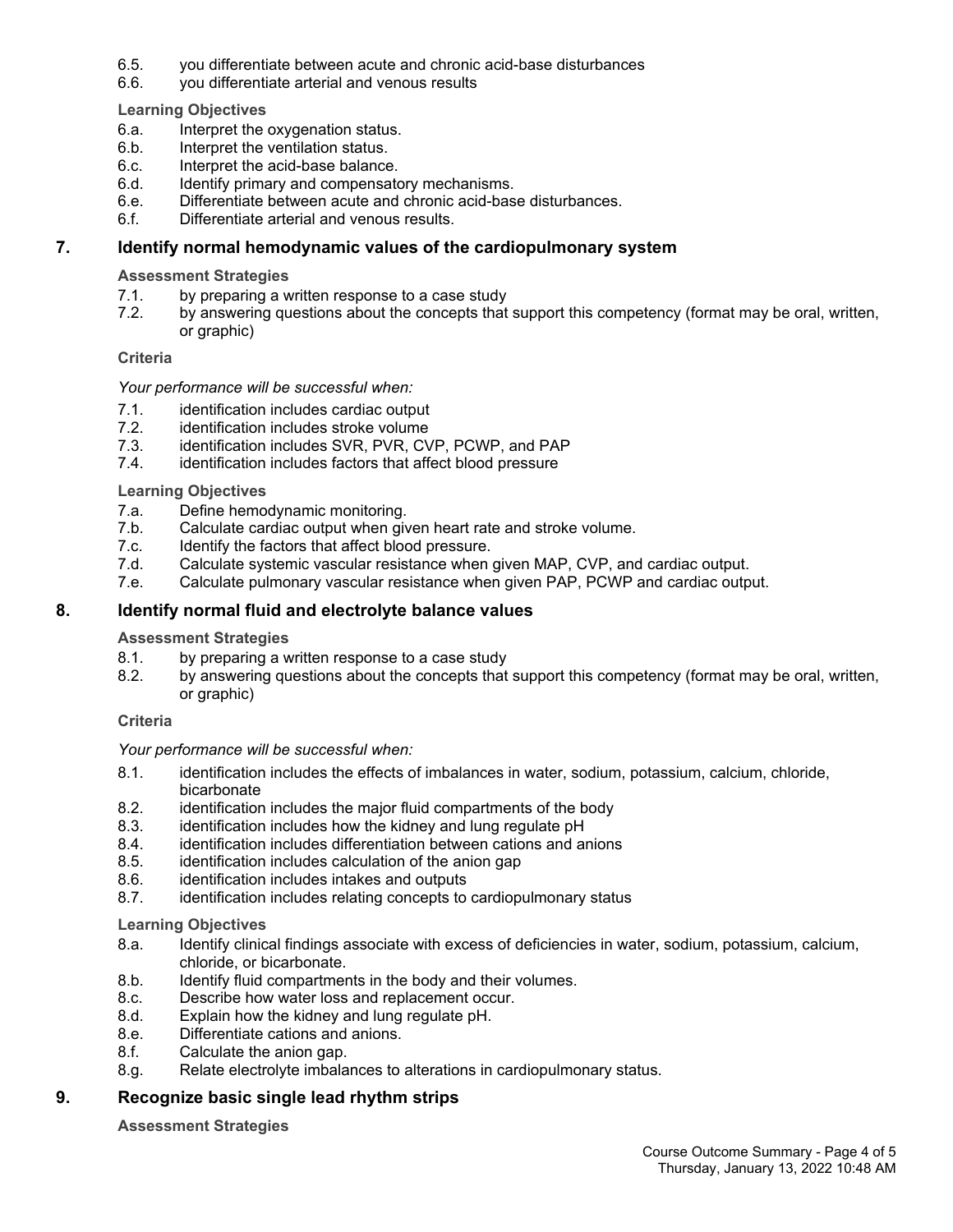6.5. you differentiate between acute and chronic acid-base disturbances
6.6. you differentiate arterial and venous results

**Learning Objectives**

6.a. Interpret the oxygenation status.
6.b. Interpret the ventilation status.
6.c. Interpret the acid-base balance.
6.d. Identify primary and compensatory mechanisms.
6.e. Differentiate between acute and chronic acid-base disturbances.
6.f. Differentiate arterial and venous results.

## 7. Identify normal hemodynamic values of the cardiopulmonary system

**Assessment Strategies**

7.1. by preparing a written response to a case study
7.2. by answering questions about the concepts that support this competency (format may be oral, written, or graphic)

**Criteria**

*Your performance will be successful when:*

7.1. identification includes cardiac output
7.2. identification includes stroke volume
7.3. identification includes SVR, PVR, CVP, PCWP, and PAP
7.4. identification includes factors that affect blood pressure

**Learning Objectives**

7.a. Define hemodynamic monitoring.
7.b. Calculate cardiac output when given heart rate and stroke volume.
7.c. Identify the factors that affect blood pressure.
7.d. Calculate systemic vascular resistance when given MAP, CVP, and cardiac output.
7.e. Calculate pulmonary vascular resistance when given PAP, PCWP and cardiac output.

## 8. Identify normal fluid and electrolyte balance values

**Assessment Strategies**

8.1. by preparing a written response to a case study
8.2. by answering questions about the concepts that support this competency (format may be oral, written, or graphic)

**Criteria**

*Your performance will be successful when:*

8.1. identification includes the effects of imbalances in water, sodium, potassium, calcium, chloride, bicarbonate
8.2. identification includes the major fluid compartments of the body
8.3. identification includes how the kidney and lung regulate pH
8.4. identification includes differentiation between cations and anions
8.5. identification includes calculation of the anion gap
8.6. identification includes intakes and outputs
8.7. identification includes relating concepts to cardiopulmonary status

**Learning Objectives**

8.a. Identify clinical findings associate with excess of deficiencies in water, sodium, potassium, calcium, chloride, or bicarbonate.
8.b. Identify fluid compartments in the body and their volumes.
8.c. Describe how water loss and replacement occur.
8.d. Explain how the kidney and lung regulate pH.
8.e. Differentiate cations and anions.
8.f. Calculate the anion gap.
8.g. Relate electrolyte imbalances to alterations in cardiopulmonary status.

## 9. Recognize basic single lead rhythm strips

**Assessment Strategies**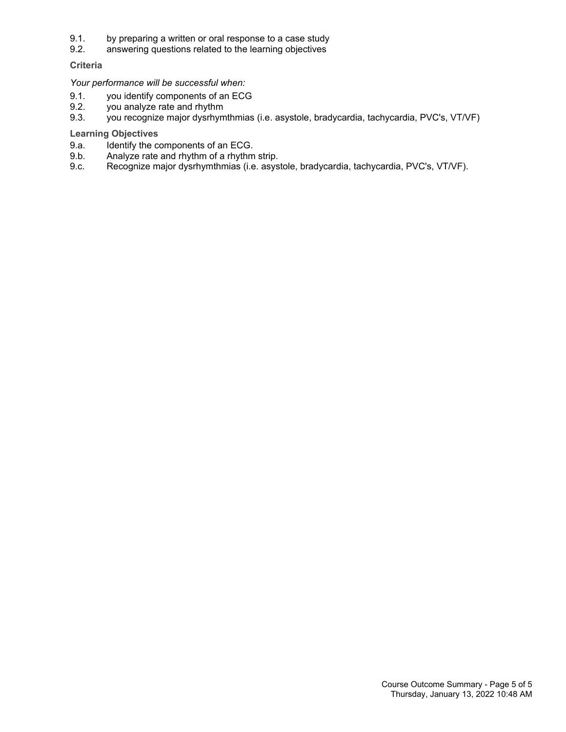9.1. by preparing a written or oral response to a case study
9.2. answering questions related to the learning objectives

**Criteria**

*Your performance will be successful when:*

9.1. you identify components of an ECG
9.2. you analyze rate and rhythm
9.3. you recognize major dysrhymthmias (i.e. asystole, bradycardia, tachycardia, PVC's, VT/VF)

**Learning Objectives**

9.a. Identify the components of an ECG.
9.b. Analyze rate and rhythm of a rhythm strip.
9.c. Recognize major dysrhymthmias (i.e. asystole, bradycardia, tachycardia, PVC's, VT/VF).